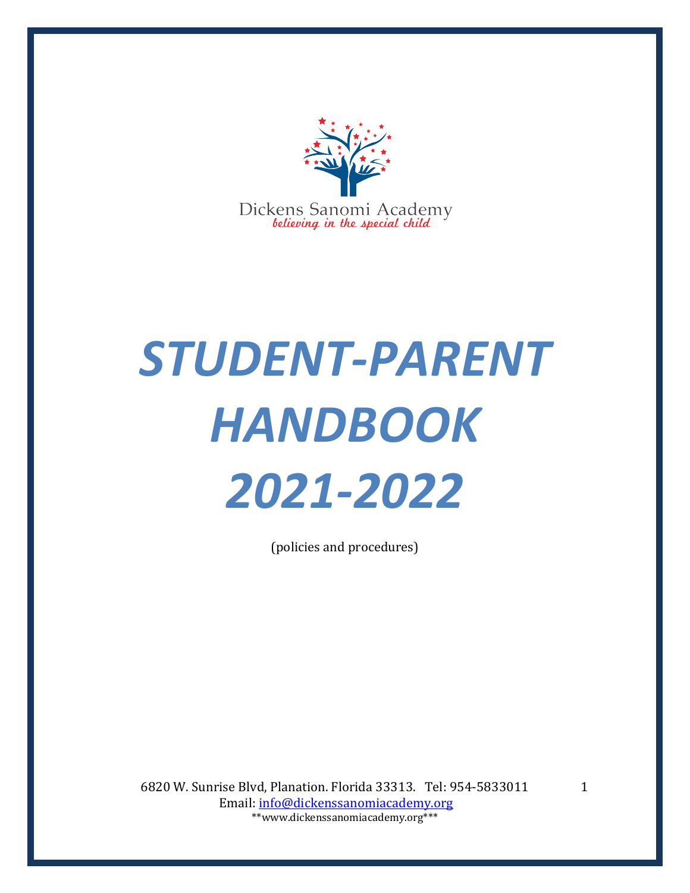Dickens Sanomi Academy

*believing in the special child*

# *STUDENT-PARENT HANDBOOK 2021-2022*

(policies and procedures)

6820 W. Sunrise Blvd, Planation. Florida 33313. Tel: 954-5833011

Email: info@dickenssanomiacademy.org

**www.dickenssanomiacademy.org***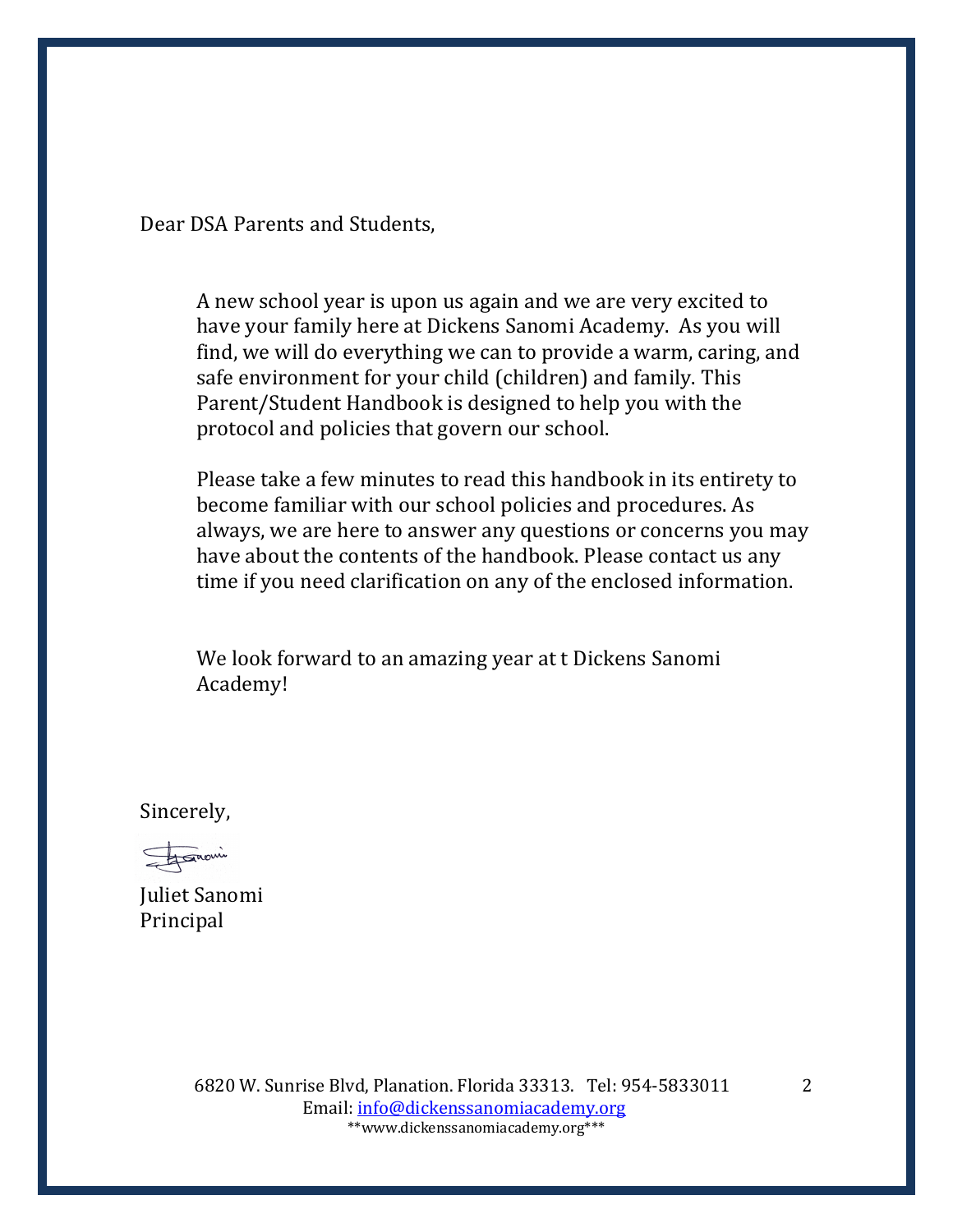Dear DSA Parents and Students,

A new school year is upon us again and we are very excited to have your family here at Dickens Sanomi Academy. As you will find, we will do everything we can to provide a warm, caring, and safe environment for your child (children) and family. This Parent/Student Handbook is designed to help you with the protocol and policies that govern our school.

Please take a few minutes to read this handbook in its entirety to become familiar with our school policies and procedures. As always, we are here to answer any questions or concerns you may have about the contents of the handbook. Please contact us any time if you need clarification on any of the enclosed information.

We look forward to an amazing year at t Dickens Sanomi Academy!

Sincerely,

Juliet Sanomi
Principal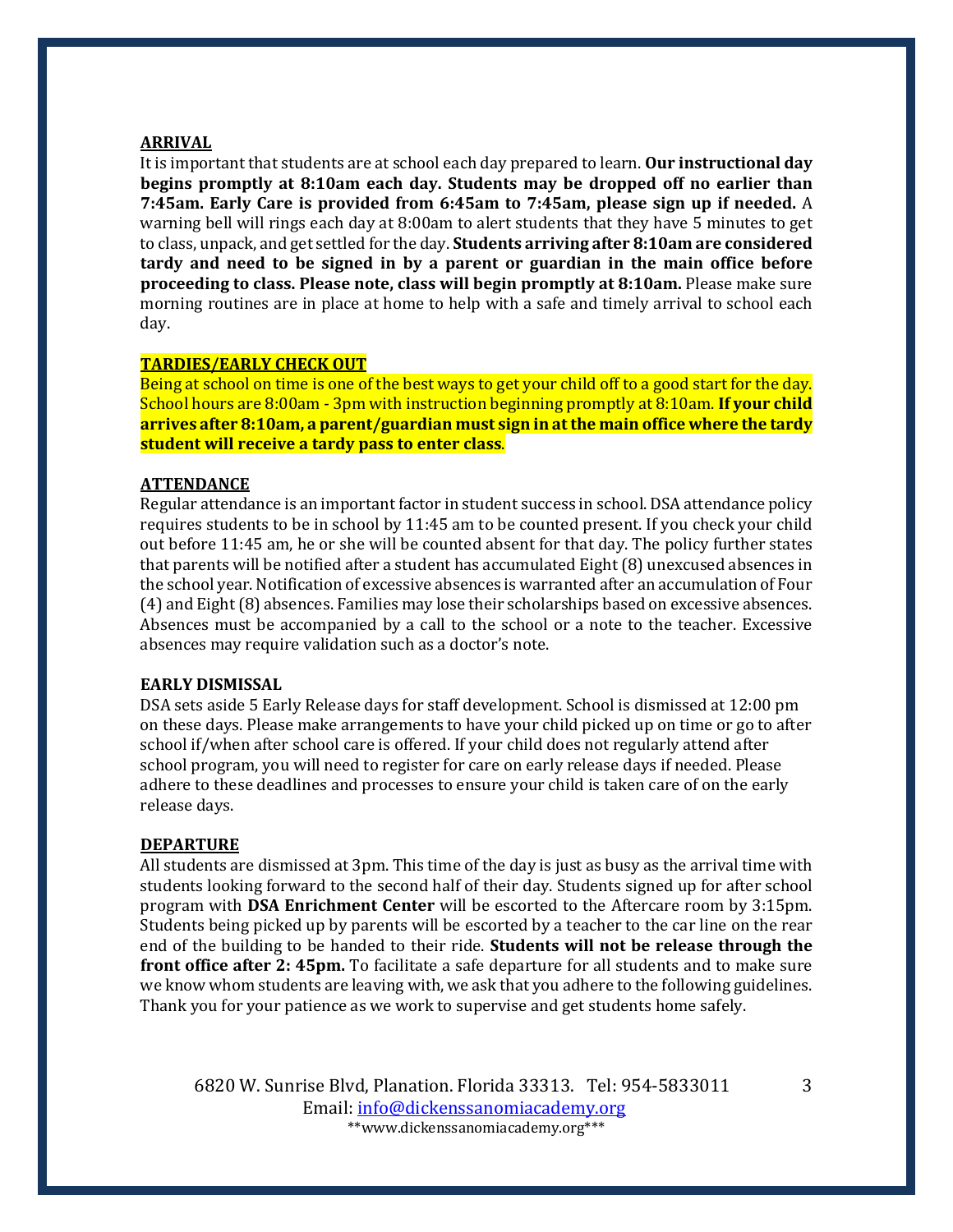**ARRIVAL**

It is important that students are at school each day prepared to learn. **Our instructional day begins promptly at 8:10am each day. Students may be dropped off no earlier than 7:45am. Early Care is provided from 6:45am to 7:45am, please sign up if needed.** A warning bell will rings each day at 8:00am to alert students that they have 5 minutes to get to class, unpack, and get settled for the day. **Students arriving after 8:10am are considered tardy and need to be signed in by a parent or guardian in the main office before proceeding to class. Please note, class will begin promptly at 8:10am.** Please make sure morning routines are in place at home to help with a safe and timely arrival to school each day.

**TARDIES/EARLY CHECK OUT**

Being at school on time is one of the best ways to get your child off to a good start for the day. School hours are 8:00am - 3pm with instruction beginning promptly at 8:10am. **If your child arrives after 8:10am, a parent/guardian must sign in at the main office where the tardy student will receive a tardy pass to enter class**.

**ATTENDANCE**

Regular attendance is an important factor in student success in school. DSA attendance policy requires students to be in school by 11:45 am to be counted present. If you check your child out before 11:45 am, he or she will be counted absent for that day. The policy further states that parents will be notified after a student has accumulated Eight (8) unexcused absences in the school year. Notification of excessive absences is warranted after an accumulation of Four (4) and Eight (8) absences. Families may lose their scholarships based on excessive absences. Absences must be accompanied by a call to the school or a note to the teacher. Excessive absences may require validation such as a doctor's note.

**EARLY DISMISSAL**

DSA sets aside 5 Early Release days for staff development. School is dismissed at 12:00 pm on these days. Please make arrangements to have your child picked up on time or go to after school if/when after school care is offered. If your child does not regularly attend after school program, you will need to register for care on early release days if needed. Please adhere to these deadlines and processes to ensure your child is taken care of on the early release days.

**DEPARTURE**

All students are dismissed at 3pm. This time of the day is just as busy as the arrival time with students looking forward to the second half of their day. Students signed up for after school program with **DSA Enrichment Center** will be escorted to the Aftercare room by 3:15pm. Students being picked up by parents will be escorted by a teacher to the car line on the rear end of the building to be handed to their ride. **Students will not be release through the front office after 2: 45pm.** To facilitate a safe departure for all students and to make sure we know whom students are leaving with, we ask that you adhere to the following guidelines. Thank you for your patience as we work to supervise and get students home safely.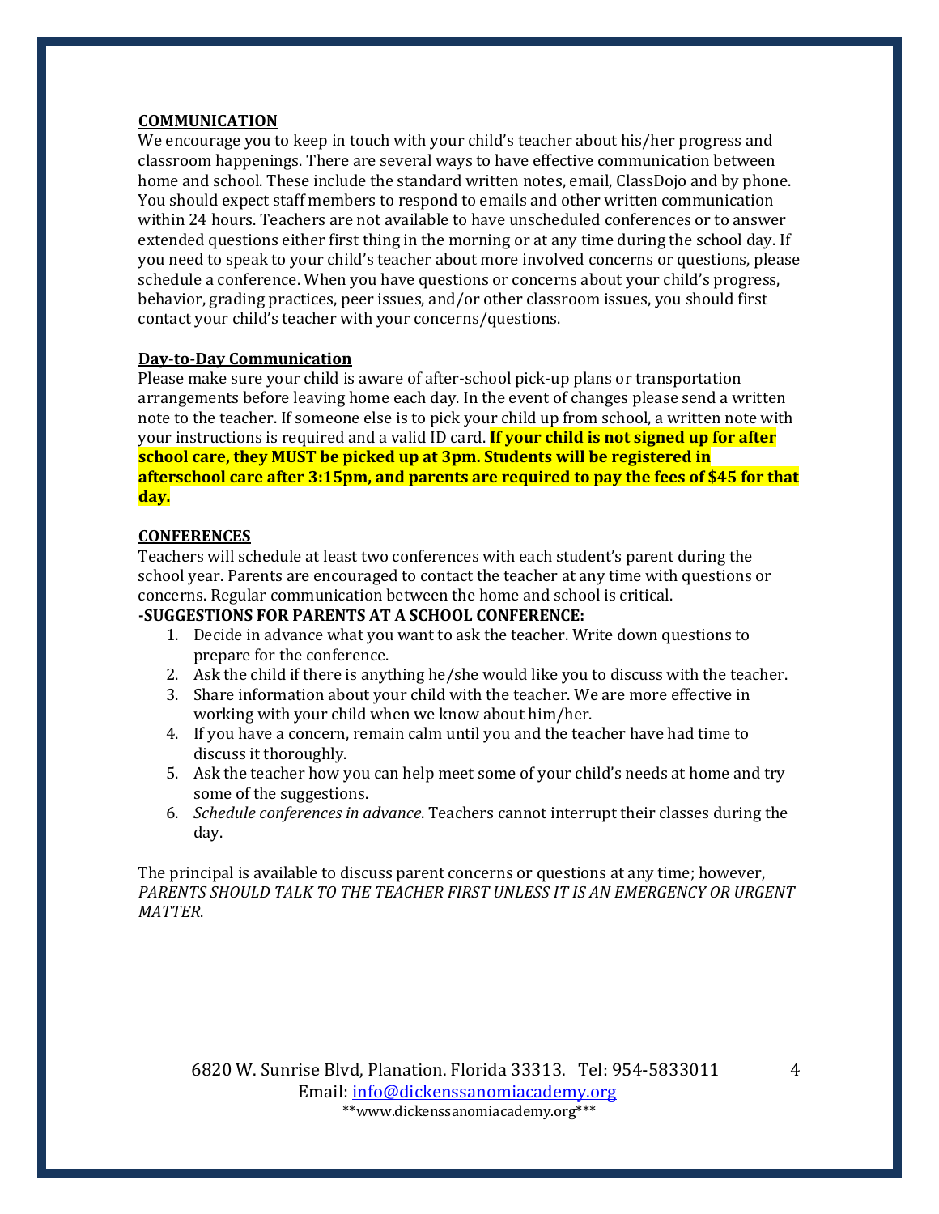## COMMUNICATION

We encourage you to keep in touch with your child's teacher about his/her progress and classroom happenings. There are several ways to have effective communication between home and school. These include the standard written notes, email, ClassDojo and by phone. You should expect staff members to respond to emails and other written communication within 24 hours. Teachers are not available to have unscheduled conferences or to answer extended questions either first thing in the morning or at any time during the school day. If you need to speak to your child's teacher about more involved concerns or questions, please schedule a conference. When you have questions or concerns about your child's progress, behavior, grading practices, peer issues, and/or other classroom issues, you should first contact your child's teacher with your concerns/questions.

### Day-to-Day Communication

Please make sure your child is aware of after-school pick-up plans or transportation arrangements before leaving home each day. In the event of changes please send a written note to the teacher. If someone else is to pick your child up from school, a written note with your instructions is required and a valid ID card. **If your child is not signed up for after school care, they MUST be picked up at 3pm. Students will be registered in afterschool care after 3:15pm, and parents are required to pay the fees of $45 for that day.**

## CONFERENCES

Teachers will schedule at least two conferences with each student's parent during the school year. Parents are encouraged to contact the teacher at any time with questions or concerns. Regular communication between the home and school is critical.

**-SUGGESTIONS FOR PARENTS AT A SCHOOL CONFERENCE:**

1. Decide in advance what you want to ask the teacher. Write down questions to prepare for the conference.
2. Ask the child if there is anything he/she would like you to discuss with the teacher.
3. Share information about your child with the teacher. We are more effective in working with your child when we know about him/her.
4. If you have a concern, remain calm until you and the teacher have had time to discuss it thoroughly.
5. Ask the teacher how you can help meet some of your child's needs at home and try some of the suggestions.
6. *Schedule conferences in advance*. Teachers cannot interrupt their classes during the day.

The principal is available to discuss parent concerns or questions at any time; however, *PARENTS SHOULD TALK TO THE TEACHER FIRST UNLESS IT IS AN EMERGENCY OR URGENT MATTER.*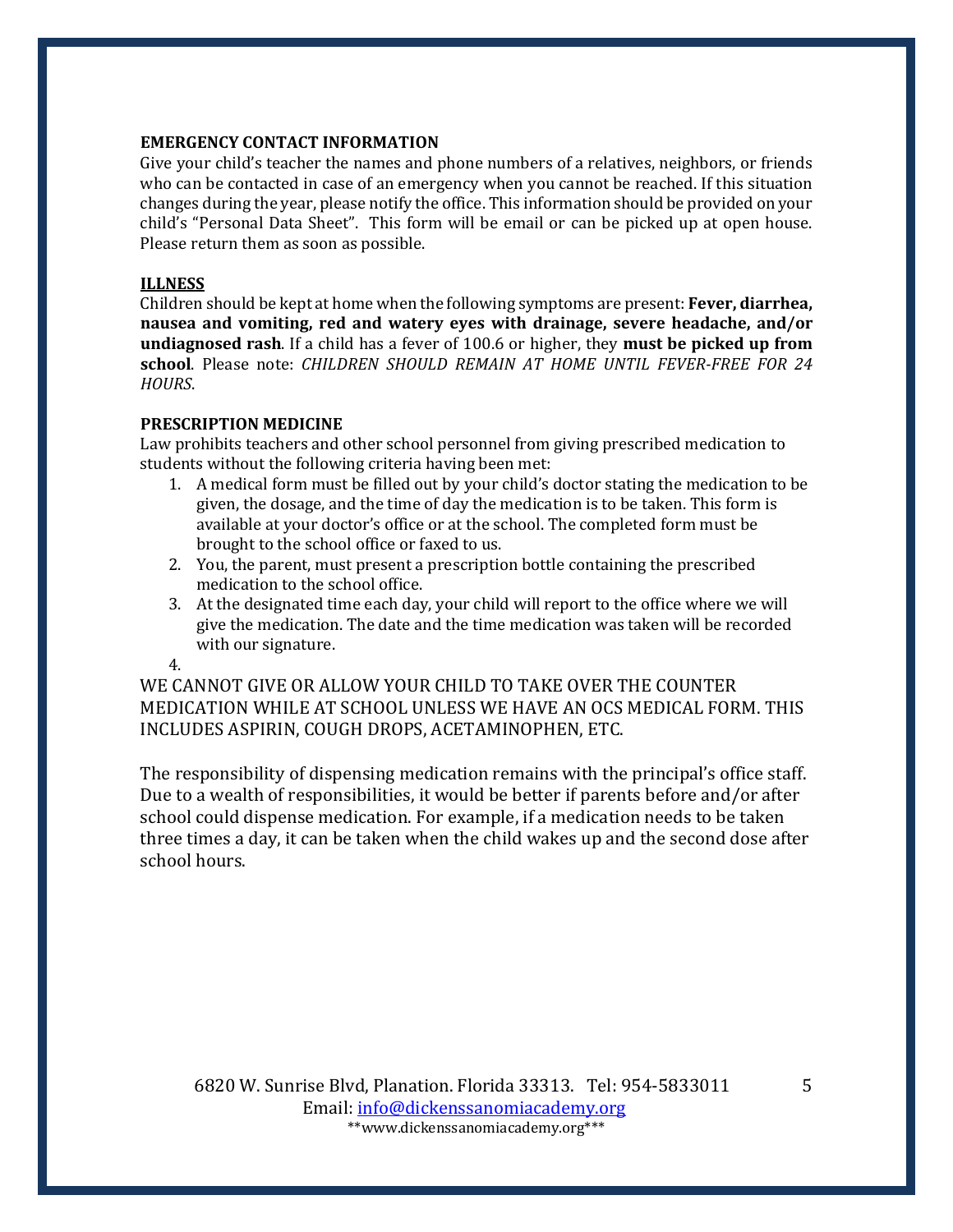**EMERGENCY CONTACT INFORMATION**

Give your child's teacher the names and phone numbers of a relatives, neighbors, or friends who can be contacted in case of an emergency when you cannot be reached. If this situation changes during the year, please notify the office. This information should be provided on your child's "Personal Data Sheet". This form will be email or can be picked up at open house. Please return them as soon as possible.

**ILLNESS**

Children should be kept at home when the following symptoms are present: **Fever, diarrhea, nausea and vomiting, red and watery eyes with drainage, severe headache, and/or undiagnosed rash**. If a child has a fever of 100.6 or higher, they **must be picked up from school**. Please note: *CHILDREN SHOULD REMAIN AT HOME UNTIL FEVER-FREE FOR 24 HOURS*.

**PRESCRIPTION MEDICINE**

Law prohibits teachers and other school personnel from giving prescribed medication to students without the following criteria having been met:

1. A medical form must be filled out by your child's doctor stating the medication to be given, the dosage, and the time of day the medication is to be taken. This form is available at your doctor's office or at the school. The completed form must be brought to the school office or faxed to us.
2. You, the parent, must present a prescription bottle containing the prescribed medication to the school office.
3. At the designated time each day, your child will report to the office where we will give the medication. The date and the time medication was taken will be recorded with our signature.
4. 

WE CANNOT GIVE OR ALLOW YOUR CHILD TO TAKE OVER THE COUNTER MEDICATION WHILE AT SCHOOL UNLESS WE HAVE AN OCS MEDICAL FORM. THIS INCLUDES ASPIRIN, COUGH DROPS, ACETAMINOPHEN, ETC.

The responsibility of dispensing medication remains with the principal's office staff. Due to a wealth of responsibilities, it would be better if parents before and/or after school could dispense medication. For example, if a medication needs to be taken three times a day, it can be taken when the child wakes up and the second dose after school hours.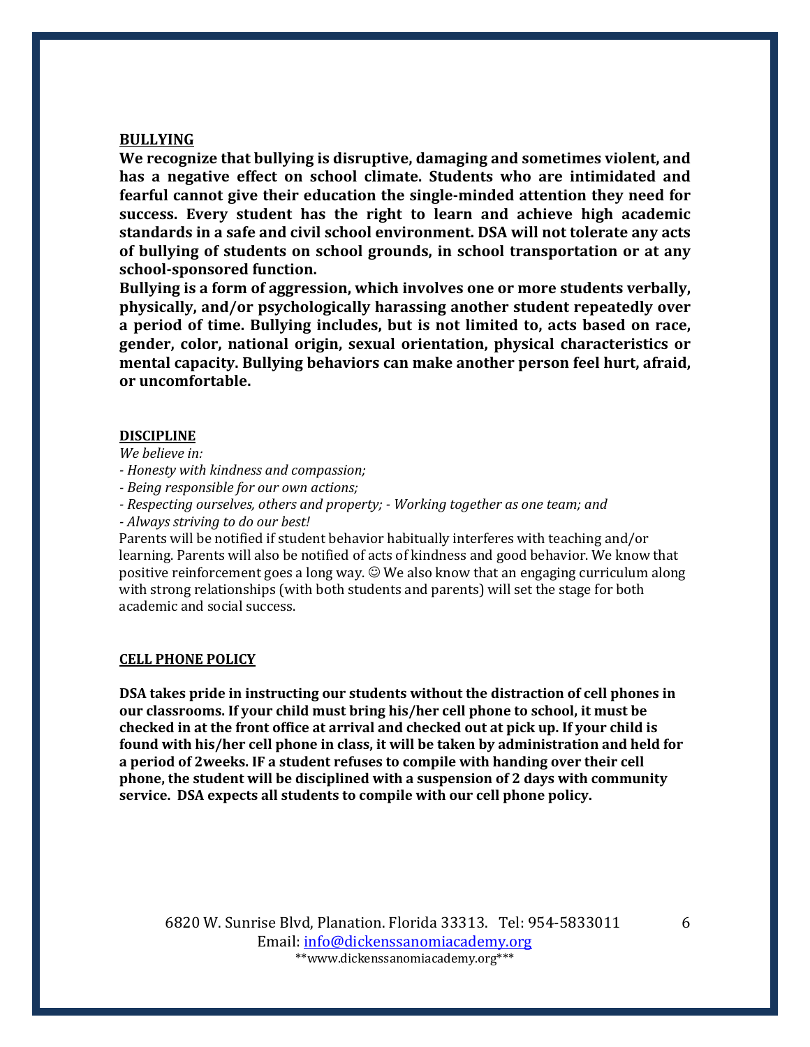## BULLYING

**We recognize that bullying is disruptive, damaging and sometimes violent, and has a negative effect on school climate. Students who are intimidated and fearful cannot give their education the single-minded attention they need for success. Every student has the right to learn and achieve high academic standards in a safe and civil school environment. DSA will not tolerate any acts of bullying of students on school grounds, in school transportation or at any school-sponsored function.**

**Bullying is a form of aggression, which involves one or more students verbally, physically, and/or psychologically harassing another student repeatedly over a period of time. Bullying includes, but is not limited to, acts based on race, gender, color, national origin, sexual orientation, physical characteristics or mental capacity. Bullying behaviors can make another person feel hurt, afraid, or uncomfortable.**

## DISCIPLINE

*We believe in:*

*- Honesty with kindness and compassion;*

*- Being responsible for our own actions;*

*- Respecting ourselves, others and property; - Working together as one team; and*

*- Always striving to do our best!*

Parents will be notified if student behavior habitually interferes with teaching and/or learning. Parents will also be notified of acts of kindness and good behavior. We know that positive reinforcement goes a long way. ☺ We also know that an engaging curriculum along with strong relationships (with both students and parents) will set the stage for both academic and social success.

## CELL PHONE POLICY

**DSA takes pride in instructing our students without the distraction of cell phones in our classrooms. If your child must bring his/her cell phone to school, it must be checked in at the front office at arrival and checked out at pick up. If your child is found with his/her cell phone in class, it will be taken by administration and held for a period of 2weeks. IF a student refuses to compile with handing over their cell phone, the student will be disciplined with a suspension of 2 days with community service. DSA expects all students to compile with our cell phone policy.**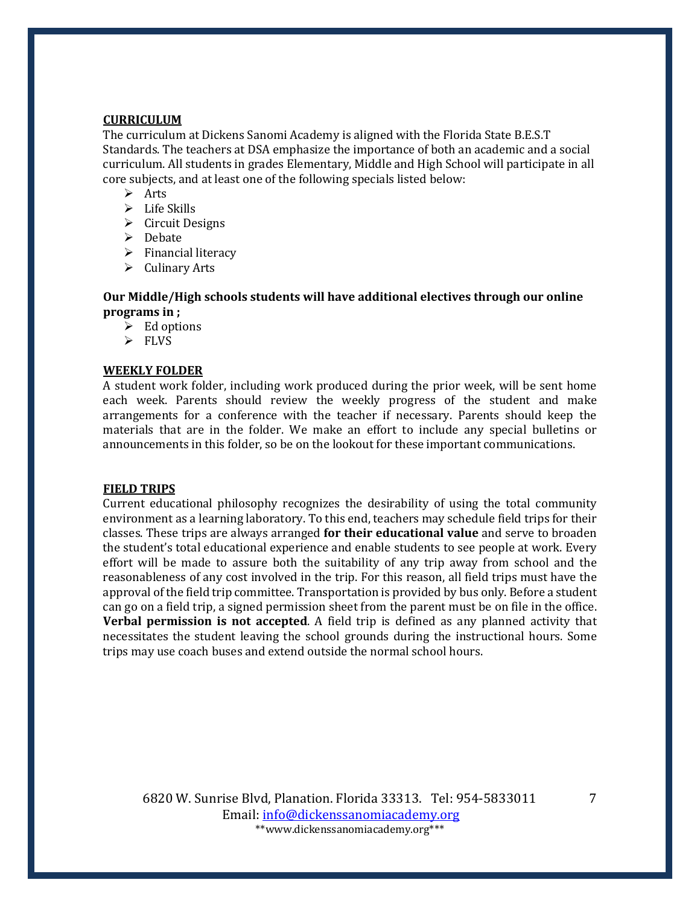## CURRICULUM

The curriculum at Dickens Sanomi Academy is aligned with the Florida State B.E.S.T Standards. The teachers at DSA emphasize the importance of both an academic and a social curriculum. All students in grades Elementary, Middle and High School will participate in all core subjects, and at least one of the following specials listed below:

- Arts
- Life Skills
- Circuit Designs
- Debate
- Financial literacy
- Culinary Arts

**Our Middle/High schools students will have additional electives through our online programs in ;**

- Ed options
- FLVS

## WEEKLY FOLDER

A student work folder, including work produced during the prior week, will be sent home each week. Parents should review the weekly progress of the student and make arrangements for a conference with the teacher if necessary. Parents should keep the materials that are in the folder. We make an effort to include any special bulletins or announcements in this folder, so be on the lookout for these important communications.

## FIELD TRIPS

Current educational philosophy recognizes the desirability of using the total community environment as a learning laboratory. To this end, teachers may schedule field trips for their classes. These trips are always arranged **for their educational value** and serve to broaden the student's total educational experience and enable students to see people at work. Every effort will be made to assure both the suitability of any trip away from school and the reasonableness of any cost involved in the trip. For this reason, all field trips must have the approval of the field trip committee. Transportation is provided by bus only. Before a student can go on a field trip, a signed permission sheet from the parent must be on file in the office. **Verbal permission is not accepted**. A field trip is defined as any planned activity that necessitates the student leaving the school grounds during the instructional hours. Some trips may use coach buses and extend outside the normal school hours.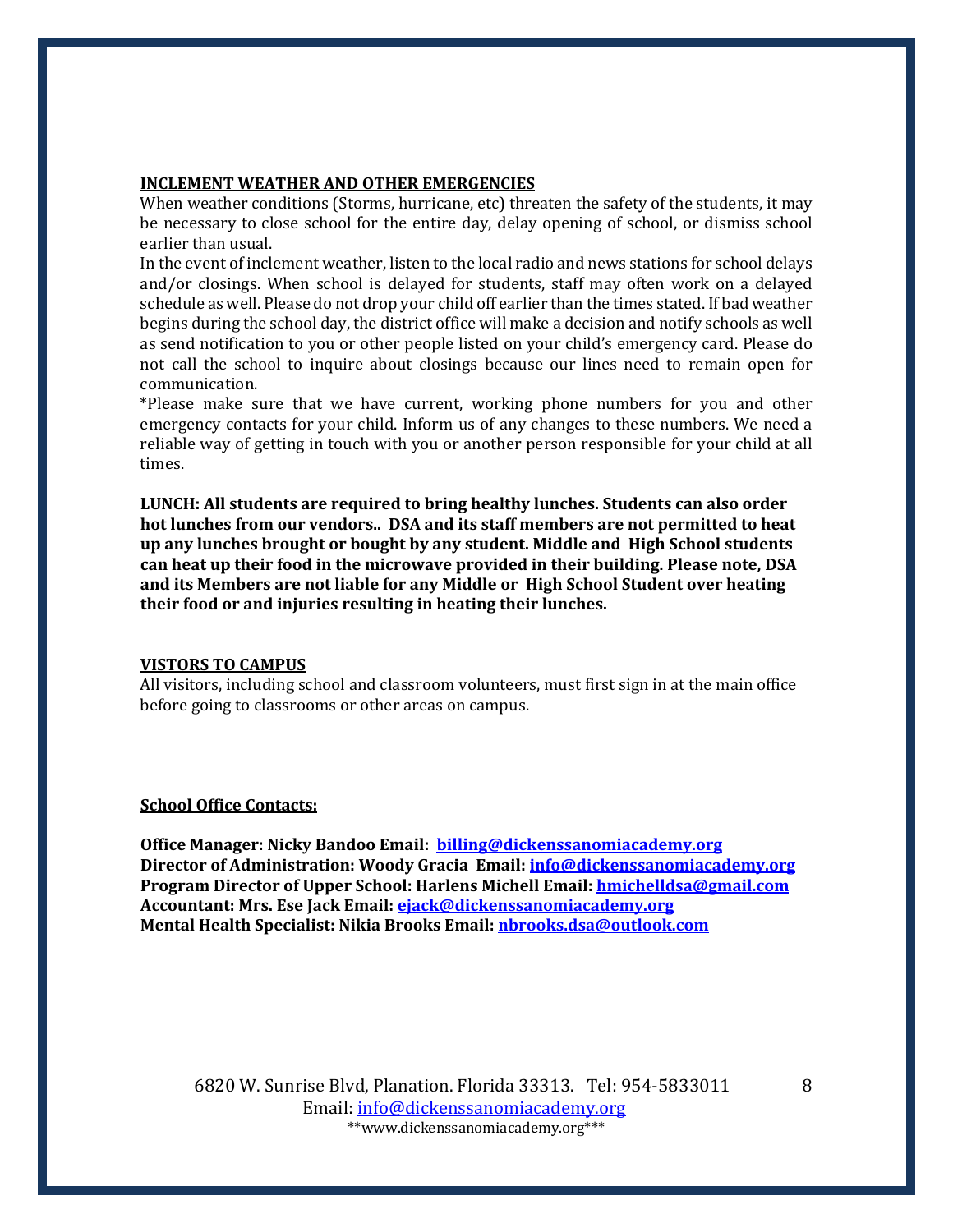**INCLEMENT WEATHER AND OTHER EMERGENCIES**

When weather conditions (Storms, hurricane, etc) threaten the safety of the students, it may be necessary to close school for the entire day, delay opening of school, or dismiss school earlier than usual.

In the event of inclement weather, listen to the local radio and news stations for school delays and/or closings. When school is delayed for students, staff may often work on a delayed schedule as well. Please do not drop your child off earlier than the times stated. If bad weather begins during the school day, the district office will make a decision and notify schools as well as send notification to you or other people listed on your child's emergency card. Please do not call the school to inquire about closings because our lines need to remain open for communication.

*Please make sure that we have current, working phone numbers for you and other emergency contacts for your child. Inform us of any changes to these numbers. We need a reliable way of getting in touch with you or another person responsible for your child at all times.

**LUNCH: All students are required to bring healthy lunches. Students can also order hot lunches from our vendors.. DSA and its staff members are not permitted to heat up any lunches brought or bought by any student. Middle and High School students can heat up their food in the microwave provided in their building. Please note, DSA and its Members are not liable for any Middle or High School Student over heating their food or and injuries resulting in heating their lunches.**

**VISTORS TO CAMPUS**

All visitors, including school and classroom volunteers, must first sign in at the main office before going to classrooms or other areas on campus.

**School Office Contacts:**

**Office Manager: Nicky Bandoo Email: billing@dickenssanomiacademy.org**
**Director of Administration: Woody Gracia Email: info@dickenssanomiacademy.org**
**Program Director of Upper School: Harlens Michell Email: hmichelldsa@gmail.com**
**Accountant: Mrs. Ese Jack Email: ejack@dickenssanomiacademy.org**
**Mental Health Specialist: Nikia Brooks Email: nbrooks.dsa@outlook.com**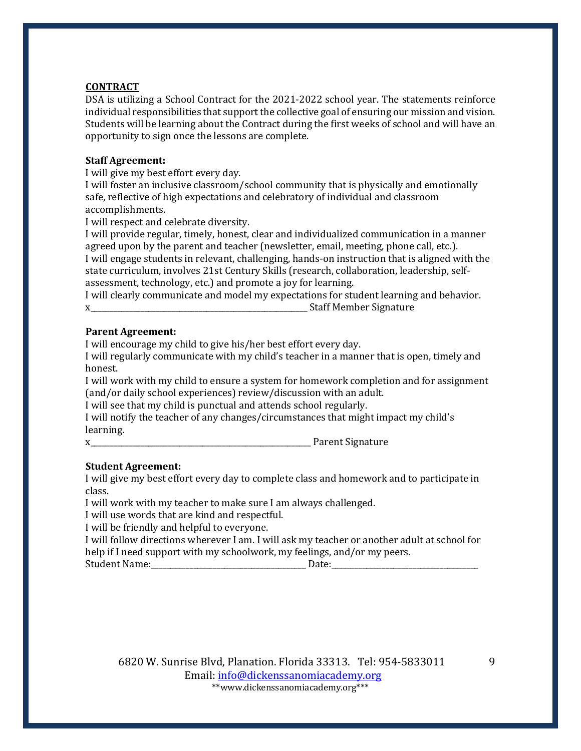**CONTRACT**

DSA is utilizing a School Contract for the 2021-2022 school year. The statements reinforce individual responsibilities that support the collective goal of ensuring our mission and vision. Students will be learning about the Contract during the first weeks of school and will have an opportunity to sign once the lessons are complete.

**Staff Agreement:**

I will give my best effort every day.
I will foster an inclusive classroom/school community that is physically and emotionally safe, reflective of high expectations and celebratory of individual and classroom accomplishments.
I will respect and celebrate diversity.
I will provide regular, timely, honest, clear and individualized communication in a manner agreed upon by the parent and teacher (newsletter, email, meeting, phone call, etc.).
I will engage students in relevant, challenging, hands-on instruction that is aligned with the state curriculum, involves 21st Century Skills (research, collaboration, leadership, self-assessment, technology, etc.) and promote a joy for learning.
I will clearly communicate and model my expectations for student learning and behavior.
x_____________________________________________ Staff Member Signature

**Parent Agreement:**

I will encourage my child to give his/her best effort every day.
I will regularly communicate with my child's teacher in a manner that is open, timely and honest.
I will work with my child to ensure a system for homework completion and for assignment (and/or daily school experiences) review/discussion with an adult.
I will see that my child is punctual and attends school regularly.
I will notify the teacher of any changes/circumstances that might impact my child's learning.
x_____________________________________________ Parent Signature

**Student Agreement:**

I will give my best effort every day to complete class and homework and to participate in class.
I will work with my teacher to make sure I am always challenged.
I will use words that are kind and respectful.
I will be friendly and helpful to everyone.
I will follow directions wherever I am. I will ask my teacher or another adult at school for help if I need support with my schoolwork, my feelings, and/or my peers.
Student Name:________________________________ Date:______________________________

6820 W. Sunrise Blvd, Planation. Florida 33313. Tel: 954-5833011
Email: info@dickenssanomiacademy.org
**www.dickenssanomiacademy.org***